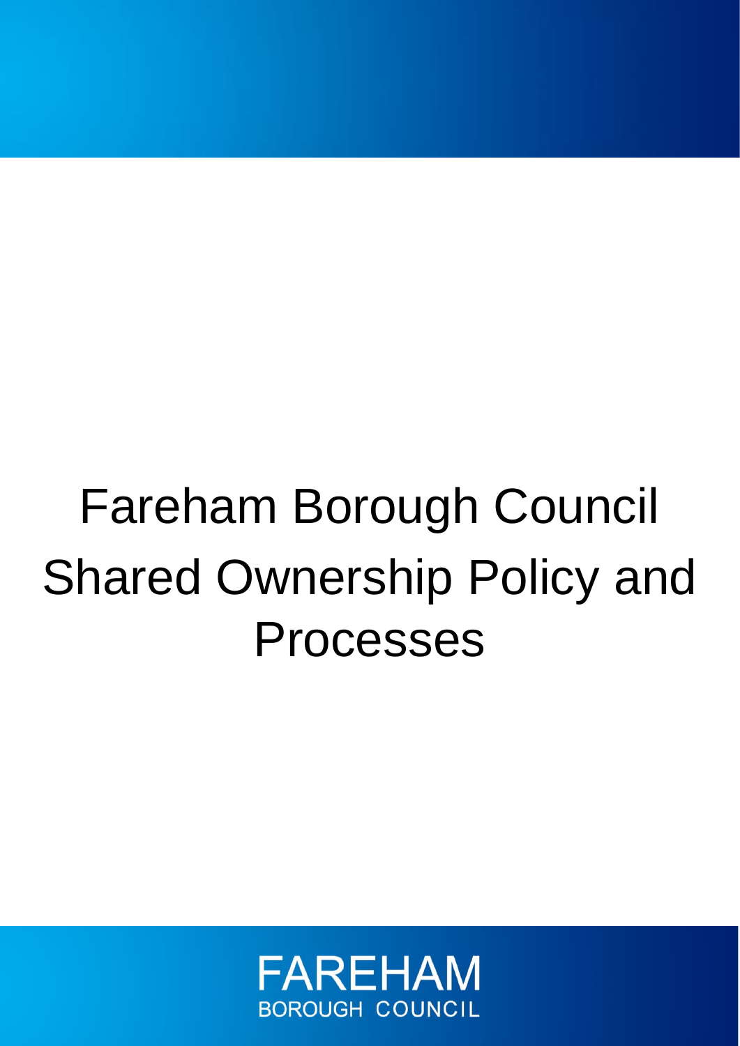# Fareham Borough Council Shared Ownership Policy and Processes

FAREHAM
BOROUGH COUNCIL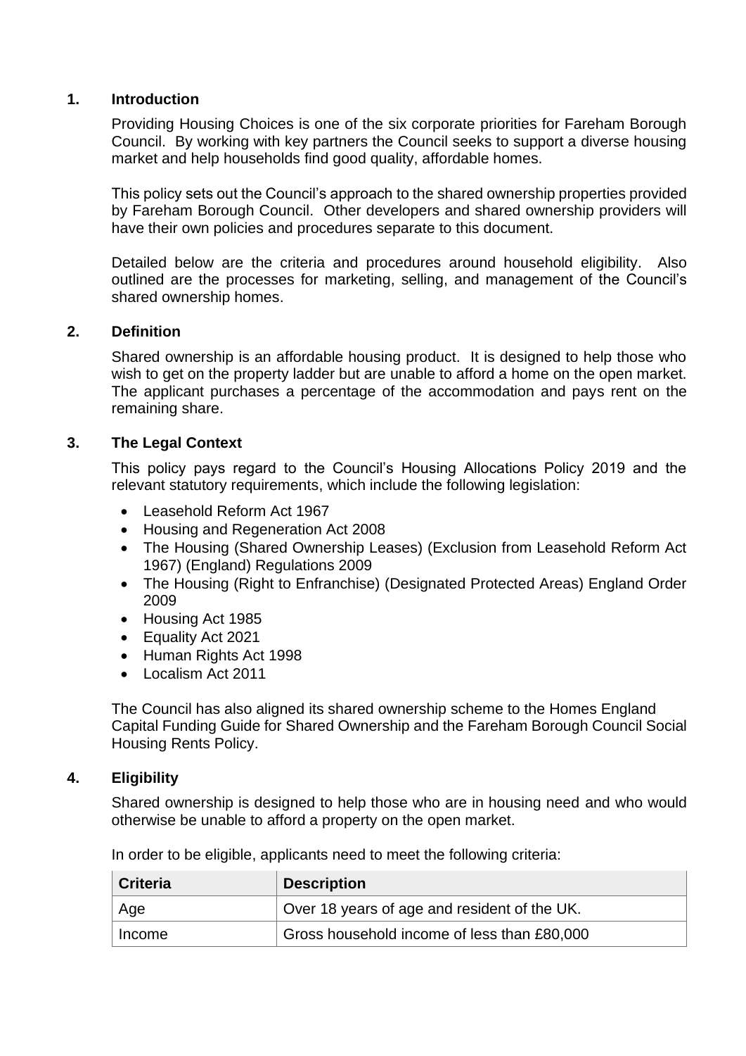## 1. Introduction

Providing Housing Choices is one of the six corporate priorities for Fareham Borough Council. By working with key partners the Council seeks to support a diverse housing market and help households find good quality, affordable homes.

This policy sets out the Council's approach to the shared ownership properties provided by Fareham Borough Council. Other developers and shared ownership providers will have their own policies and procedures separate to this document.

Detailed below are the criteria and procedures around household eligibility. Also outlined are the processes for marketing, selling, and management of the Council's shared ownership homes.

## 2. Definition

Shared ownership is an affordable housing product. It is designed to help those who wish to get on the property ladder but are unable to afford a home on the open market. The applicant purchases a percentage of the accommodation and pays rent on the remaining share.

## 3. The Legal Context

This policy pays regard to the Council's Housing Allocations Policy 2019 and the relevant statutory requirements, which include the following legislation:

- Leasehold Reform Act 1967
- Housing and Regeneration Act 2008
- The Housing (Shared Ownership Leases) (Exclusion from Leasehold Reform Act 1967) (England) Regulations 2009
- The Housing (Right to Enfranchise) (Designated Protected Areas) England Order 2009
- Housing Act 1985
- Equality Act 2021
- Human Rights Act 1998
- Localism Act 2011

The Council has also aligned its shared ownership scheme to the Homes England Capital Funding Guide for Shared Ownership and the Fareham Borough Council Social Housing Rents Policy.

## 4. Eligibility

Shared ownership is designed to help those who are in housing need and who would otherwise be unable to afford a property on the open market.

In order to be eligible, applicants need to meet the following criteria:

| Criteria | Description |
|---|---|
| Age | Over 18 years of age and resident of the UK. |
| Income | Gross household income of less than £80,000 |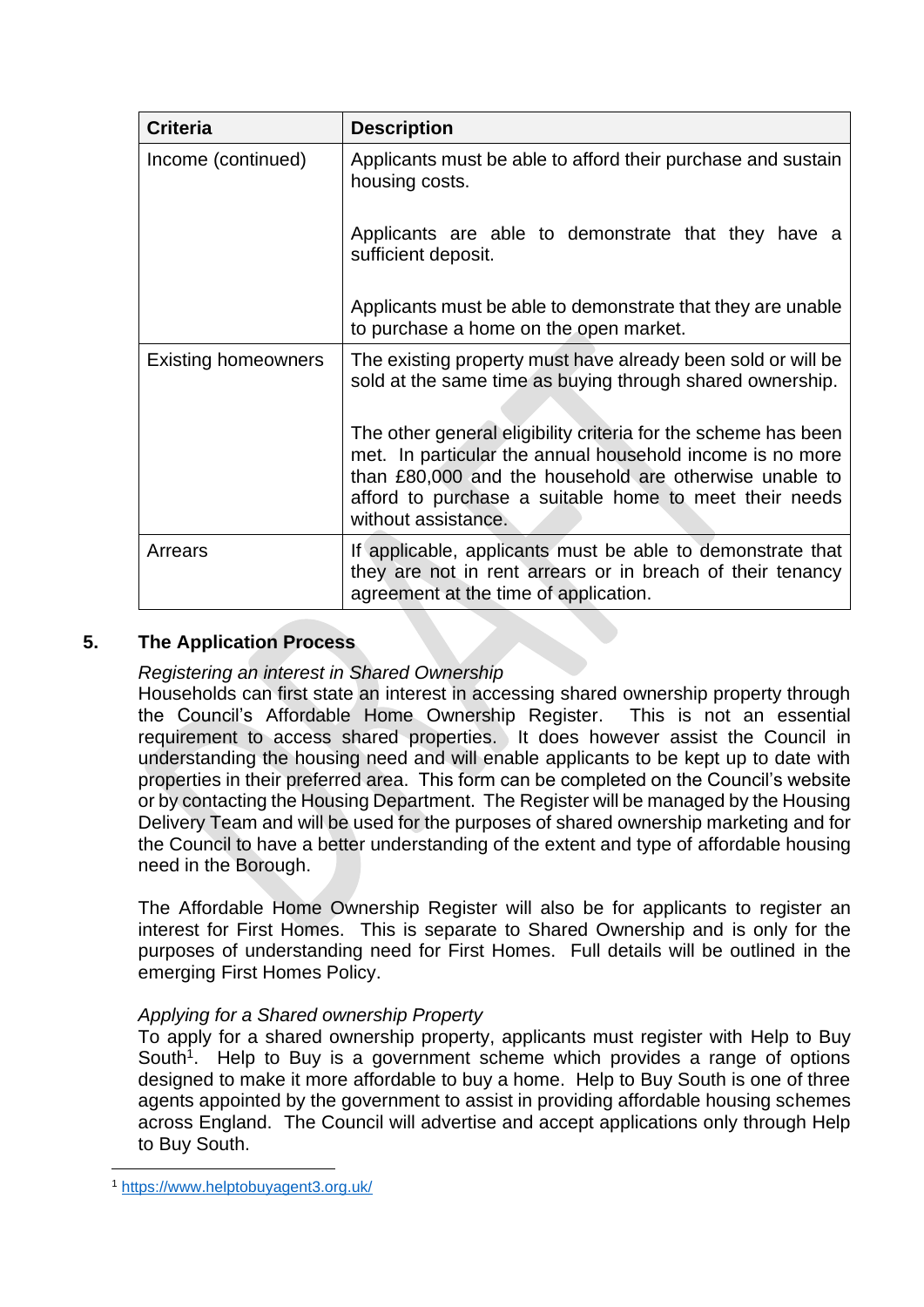| Criteria | Description |
| --- | --- |
| Income (continued) | Applicants must be able to afford their purchase and sustain housing costs.<br><br>Applicants are able to demonstrate that they have a sufficient deposit.<br><br>Applicants must be able to demonstrate that they are unable to purchase a home on the open market. |
| Existing homeowners | The existing property must have already been sold or will be sold at the same time as buying through shared ownership.<br><br>The other general eligibility criteria for the scheme has been met. In particular the annual household income is no more than £80,000 and the household are otherwise unable to afford to purchase a suitable home to meet their needs without assistance. |
| Arrears | If applicable, applicants must be able to demonstrate that they are not in rent arrears or in breach of their tenancy agreement at the time of application. |

## 5. The Application Process

*Registering an interest in Shared Ownership*

Households can first state an interest in accessing shared ownership property through the Council's Affordable Home Ownership Register. This is not an essential requirement to access shared properties. It does however assist the Council in understanding the housing need and will enable applicants to be kept up to date with properties in their preferred area. This form can be completed on the Council's website or by contacting the Housing Department. The Register will be managed by the Housing Delivery Team and will be used for the purposes of shared ownership marketing and for the Council to have a better understanding of the extent and type of affordable housing need in the Borough.

The Affordable Home Ownership Register will also be for applicants to register an interest for First Homes. This is separate to Shared Ownership and is only for the purposes of understanding need for First Homes. Full details will be outlined in the emerging First Homes Policy.

*Applying for a Shared ownership Property*

To apply for a shared ownership property, applicants must register with Help to Buy South[1]. Help to Buy is a government scheme which provides a range of options designed to make it more affordable to buy a home. Help to Buy South is one of three agents appointed by the government to assist in providing affordable housing schemes across England. The Council will advertise and accept applications only through Help to Buy South.

[1] https://www.helptobuyagent3.org.uk/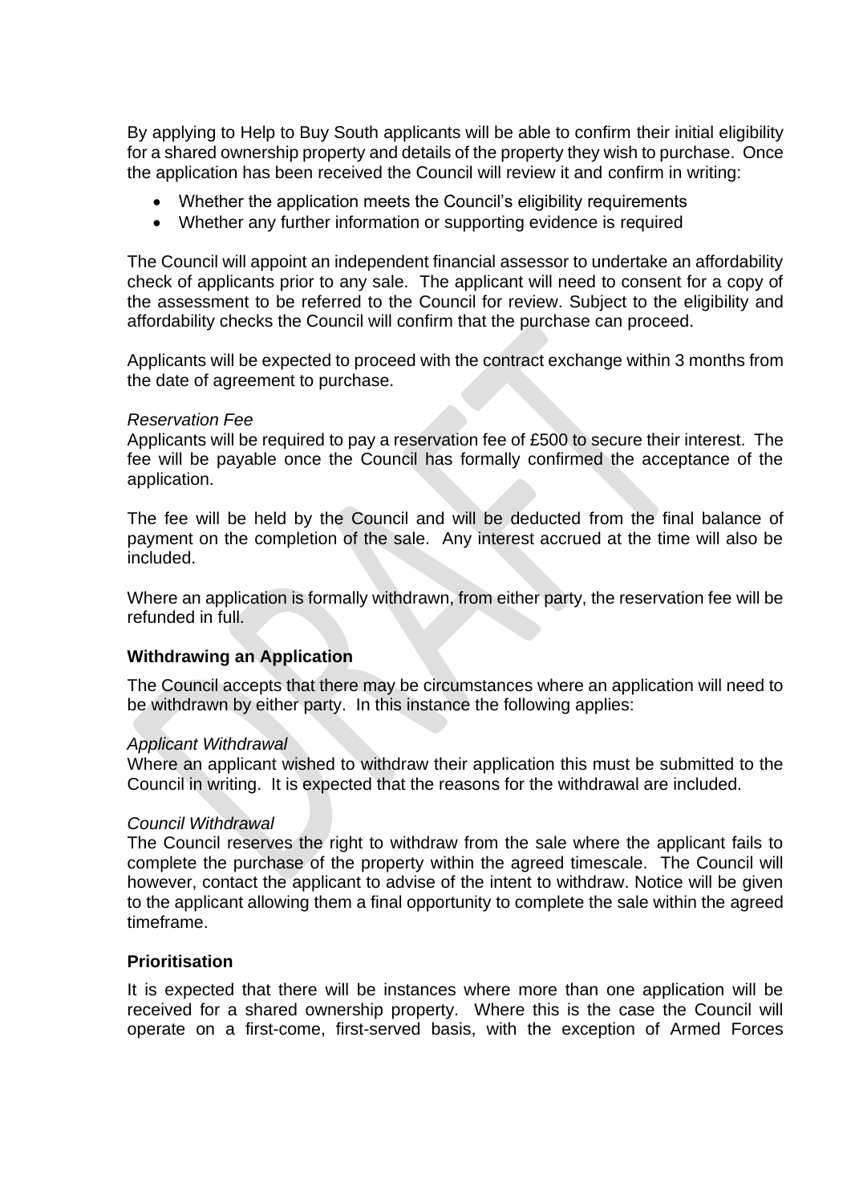By applying to Help to Buy South applicants will be able to confirm their initial eligibility for a shared ownership property and details of the property they wish to purchase. Once the application has been received the Council will review it and confirm in writing:

- Whether the application meets the Council's eligibility requirements
- Whether any further information or supporting evidence is required

The Council will appoint an independent financial assessor to undertake an affordability check of applicants prior to any sale. The applicant will need to consent for a copy of the assessment to be referred to the Council for review. Subject to the eligibility and affordability checks the Council will confirm that the purchase can proceed.

Applicants will be expected to proceed with the contract exchange within 3 months from the date of agreement to purchase.

*Reservation Fee*

Applicants will be required to pay a reservation fee of £500 to secure their interest. The fee will be payable once the Council has formally confirmed the acceptance of the application.

The fee will be held by the Council and will be deducted from the final balance of payment on the completion of the sale. Any interest accrued at the time will also be included.

Where an application is formally withdrawn, from either party, the reservation fee will be refunded in full.

### Withdrawing an Application

The Council accepts that there may be circumstances where an application will need to be withdrawn by either party. In this instance the following applies:

*Applicant Withdrawal*

Where an applicant wished to withdraw their application this must be submitted to the Council in writing. It is expected that the reasons for the withdrawal are included.

*Council Withdrawal*

The Council reserves the right to withdraw from the sale where the applicant fails to complete the purchase of the property within the agreed timescale. The Council will however, contact the applicant to advise of the intent to withdraw. Notice will be given to the applicant allowing them a final opportunity to complete the sale within the agreed timeframe.

### Prioritisation

It is expected that there will be instances where more than one application will be received for a shared ownership property. Where this is the case the Council will operate on a first-come, first-served basis, with the exception of Armed Forces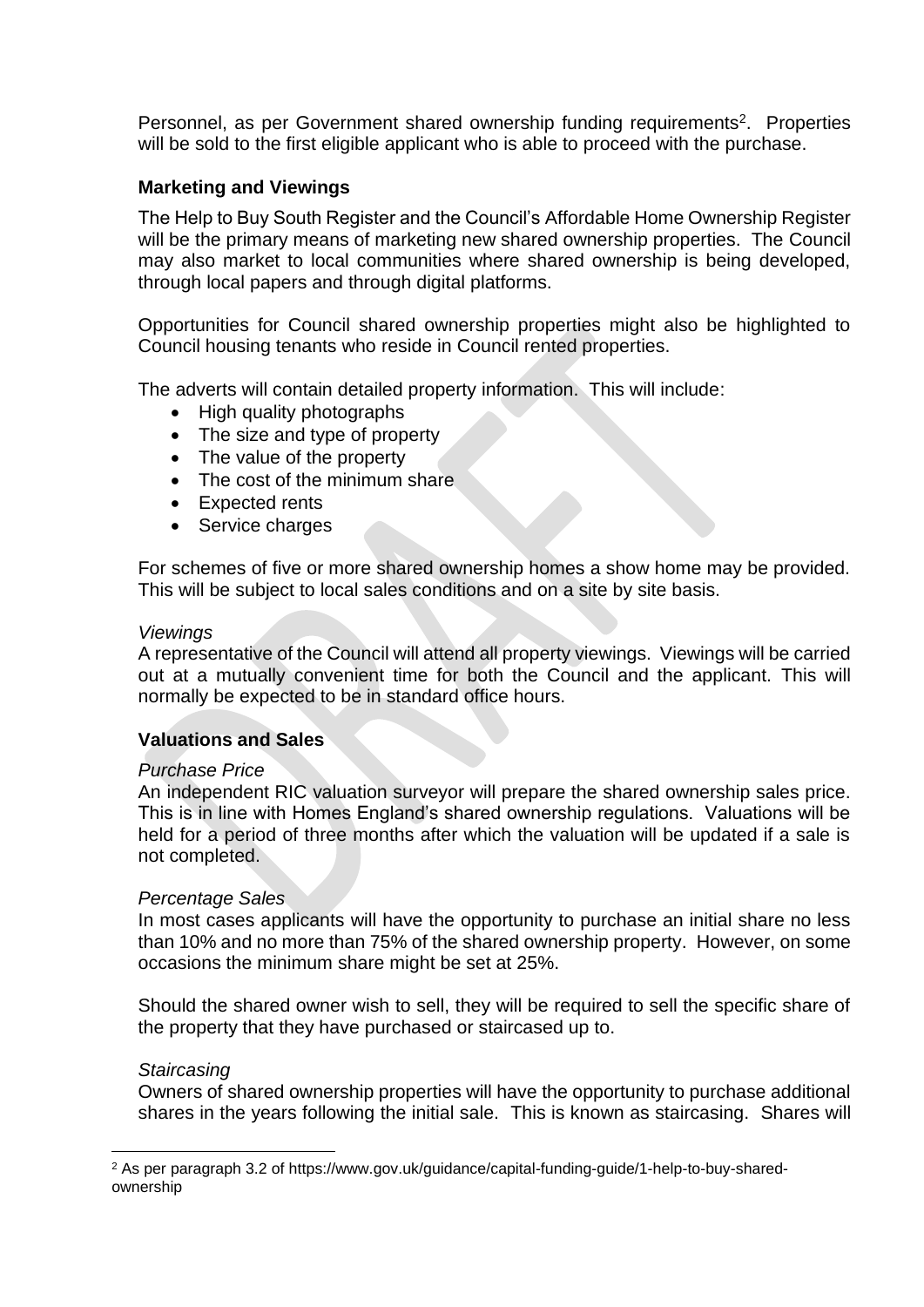Personnel, as per Government shared ownership funding requirements[2]. Properties will be sold to the first eligible applicant who is able to proceed with the purchase.

**Marketing and Viewings**

The Help to Buy South Register and the Council's Affordable Home Ownership Register will be the primary means of marketing new shared ownership properties. The Council may also market to local communities where shared ownership is being developed, through local papers and through digital platforms.

Opportunities for Council shared ownership properties might also be highlighted to Council housing tenants who reside in Council rented properties.

The adverts will contain detailed property information. This will include:

- High quality photographs
- The size and type of property
- The value of the property
- The cost of the minimum share
- Expected rents
- Service charges

For schemes of five or more shared ownership homes a show home may be provided. This will be subject to local sales conditions and on a site by site basis.

*Viewings*

A representative of the Council will attend all property viewings. Viewings will be carried out at a mutually convenient time for both the Council and the applicant. This will normally be expected to be in standard office hours.

**Valuations and Sales**

*Purchase Price*

An independent RIC valuation surveyor will prepare the shared ownership sales price. This is in line with Homes England's shared ownership regulations. Valuations will be held for a period of three months after which the valuation will be updated if a sale is not completed.

*Percentage Sales*

In most cases applicants will have the opportunity to purchase an initial share no less than 10% and no more than 75% of the shared ownership property. However, on some occasions the minimum share might be set at 25%.

Should the shared owner wish to sell, they will be required to sell the specific share of the property that they have purchased or staircased up to.

*Staircasing*

Owners of shared ownership properties will have the opportunity to purchase additional shares in the years following the initial sale. This is known as staircasing. Shares will

---

[2] As per paragraph 3.2 of https://www.gov.uk/guidance/capital-funding-guide/1-help-to-buy-shared-ownership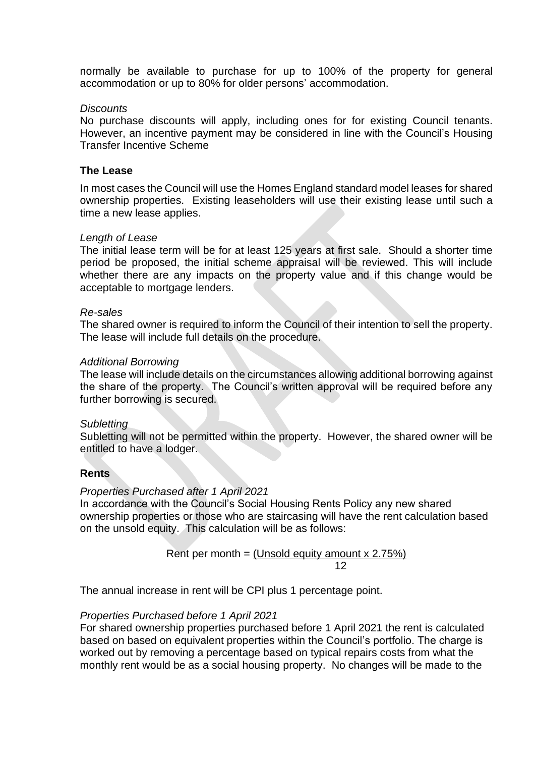normally be available to purchase for up to 100% of the property for general accommodation or up to 80% for older persons' accommodation.

*Discounts*

No purchase discounts will apply, including ones for for existing Council tenants. However, an incentive payment may be considered in line with the Council's Housing Transfer Incentive Scheme

### The Lease

In most cases the Council will use the Homes England standard model leases for shared ownership properties. Existing leaseholders will use their existing lease until such a time a new lease applies.

*Length of Lease*

The initial lease term will be for at least 125 years at first sale. Should a shorter time period be proposed, the initial scheme appraisal will be reviewed. This will include whether there are any impacts on the property value and if this change would be acceptable to mortgage lenders.

*Re-sales*

The shared owner is required to inform the Council of their intention to sell the property. The lease will include full details on the procedure.

*Additional Borrowing*

The lease will include details on the circumstances allowing additional borrowing against the share of the property. The Council's written approval will be required before any further borrowing is secured.

*Subletting*

Subletting will not be permitted within the property. However, the shared owner will be entitled to have a lodger.

### Rents

*Properties Purchased after 1 April 2021*

In accordance with the Council's Social Housing Rents Policy any new shared ownership properties or those who are staircasing will have the rent calculation based on the unsold equity. This calculation will be as follows:

$$\text{Rent per month} = \frac{\text{(Unsold equity amount x 2.75\%)}}{12}$$

The annual increase in rent will be CPI plus 1 percentage point.

*Properties Purchased before 1 April 2021*

For shared ownership properties purchased before 1 April 2021 the rent is calculated based on based on equivalent properties within the Council's portfolio. The charge is worked out by removing a percentage based on typical repairs costs from what the monthly rent would be as a social housing property. No changes will be made to the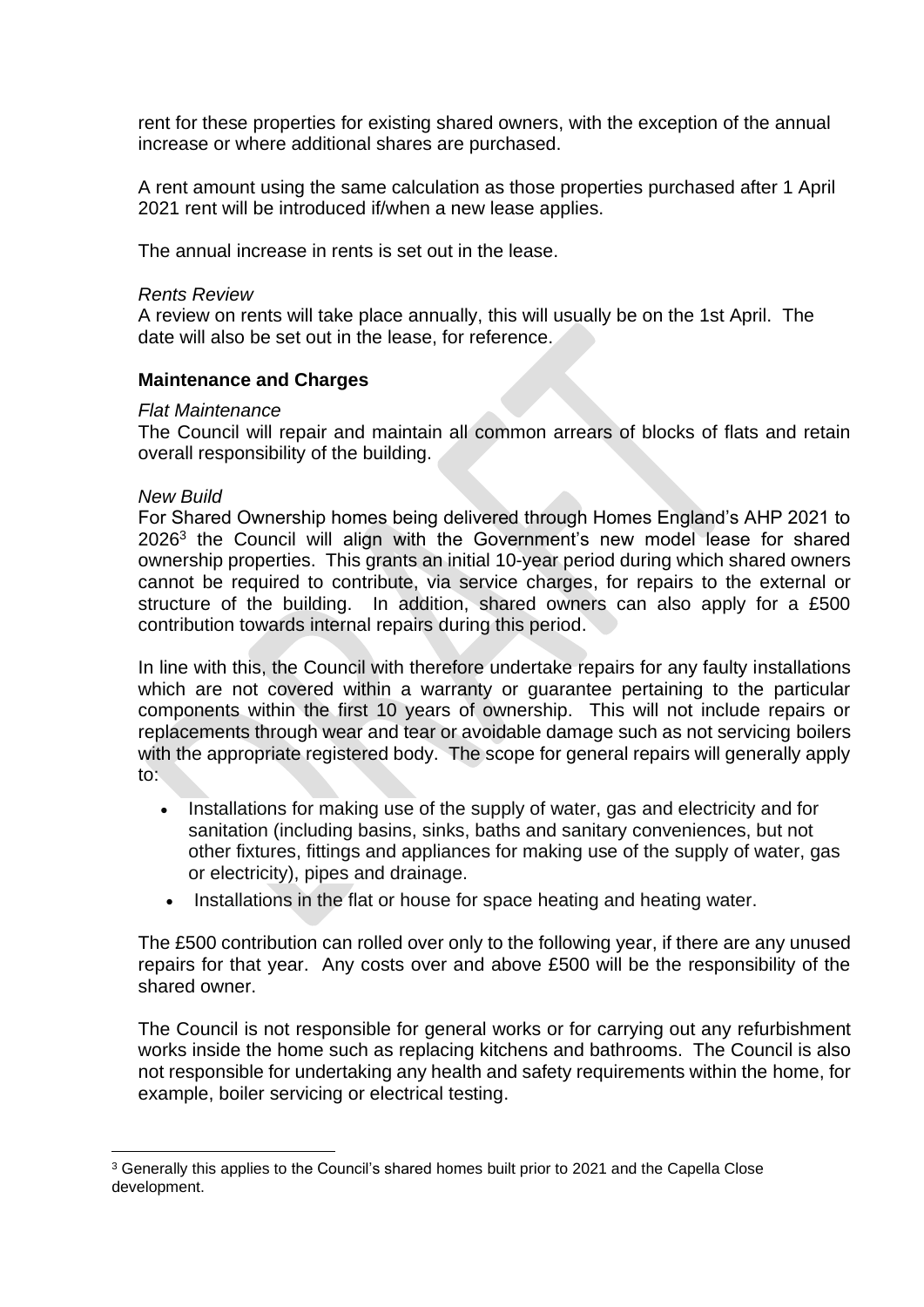rent for these properties for existing shared owners, with the exception of the annual increase or where additional shares are purchased.

A rent amount using the same calculation as those properties purchased after 1 April 2021 rent will be introduced if/when a new lease applies.

The annual increase in rents is set out in the lease.

*Rents Review*

A review on rents will take place annually, this will usually be on the 1st April. The date will also be set out in the lease, for reference.

**Maintenance and Charges**

*Flat Maintenance*

The Council will repair and maintain all common arrears of blocks of flats and retain overall responsibility of the building.

*New Build*

For Shared Ownership homes being delivered through Homes England's AHP 2021 to 2026[3] the Council will align with the Government's new model lease for shared ownership properties. This grants an initial 10-year period during which shared owners cannot be required to contribute, via service charges, for repairs to the external or structure of the building. In addition, shared owners can also apply for a £500 contribution towards internal repairs during this period.

In line with this, the Council with therefore undertake repairs for any faulty installations which are not covered within a warranty or guarantee pertaining to the particular components within the first 10 years of ownership. This will not include repairs or replacements through wear and tear or avoidable damage such as not servicing boilers with the appropriate registered body. The scope for general repairs will generally apply to:

- Installations for making use of the supply of water, gas and electricity and for sanitation (including basins, sinks, baths and sanitary conveniences, but not other fixtures, fittings and appliances for making use of the supply of water, gas or electricity), pipes and drainage.
- Installations in the flat or house for space heating and heating water.

The £500 contribution can rolled over only to the following year, if there are any unused repairs for that year. Any costs over and above £500 will be the responsibility of the shared owner.

The Council is not responsible for general works or for carrying out any refurbishment works inside the home such as replacing kitchens and bathrooms. The Council is also not responsible for undertaking any health and safety requirements within the home, for example, boiler servicing or electrical testing.

[3] Generally this applies to the Council's shared homes built prior to 2021 and the Capella Close development.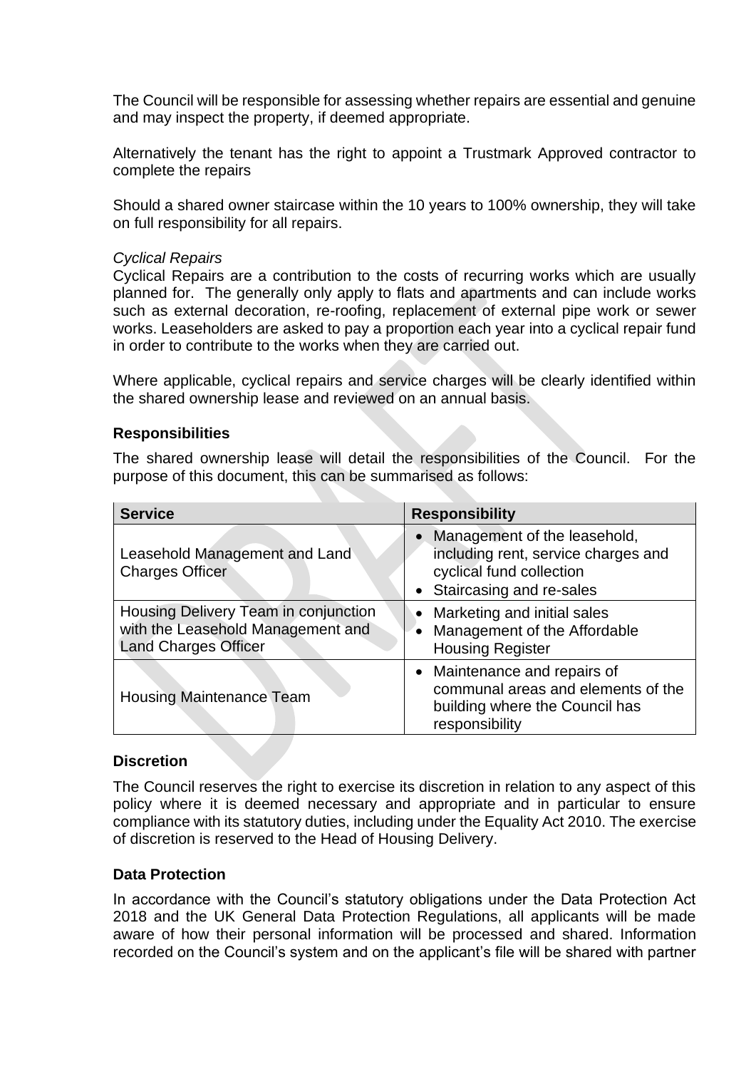The Council will be responsible for assessing whether repairs are essential and genuine and may inspect the property, if deemed appropriate.

Alternatively the tenant has the right to appoint a Trustmark Approved contractor to complete the repairs

Should a shared owner staircase within the 10 years to 100% ownership, they will take on full responsibility for all repairs.

*Cyclical Repairs*

Cyclical Repairs are a contribution to the costs of recurring works which are usually planned for. The generally only apply to flats and apartments and can include works such as external decoration, re-roofing, replacement of external pipe work or sewer works. Leaseholders are asked to pay a proportion each year into a cyclical repair fund in order to contribute to the works when they are carried out.

Where applicable, cyclical repairs and service charges will be clearly identified within the shared ownership lease and reviewed on an annual basis.

**Responsibilities**

The shared ownership lease will detail the responsibilities of the Council. For the purpose of this document, this can be summarised as follows:

| Service | Responsibility |
|---|---|
| Leasehold Management and Land Charges Officer | • Management of the leasehold, including rent, service charges and cyclical fund collection<br>• Staircasing and re-sales |
| Housing Delivery Team in conjunction with the Leasehold Management and Land Charges Officer | • Marketing and initial sales<br>• Management of the Affordable Housing Register |
| Housing Maintenance Team | • Maintenance and repairs of communal areas and elements of the building where the Council has responsibility |

**Discretion**

The Council reserves the right to exercise its discretion in relation to any aspect of this policy where it is deemed necessary and appropriate and in particular to ensure compliance with its statutory duties, including under the Equality Act 2010. The exercise of discretion is reserved to the Head of Housing Delivery.

**Data Protection**

In accordance with the Council's statutory obligations under the Data Protection Act 2018 and the UK General Data Protection Regulations, all applicants will be made aware of how their personal information will be processed and shared. Information recorded on the Council's system and on the applicant's file will be shared with partner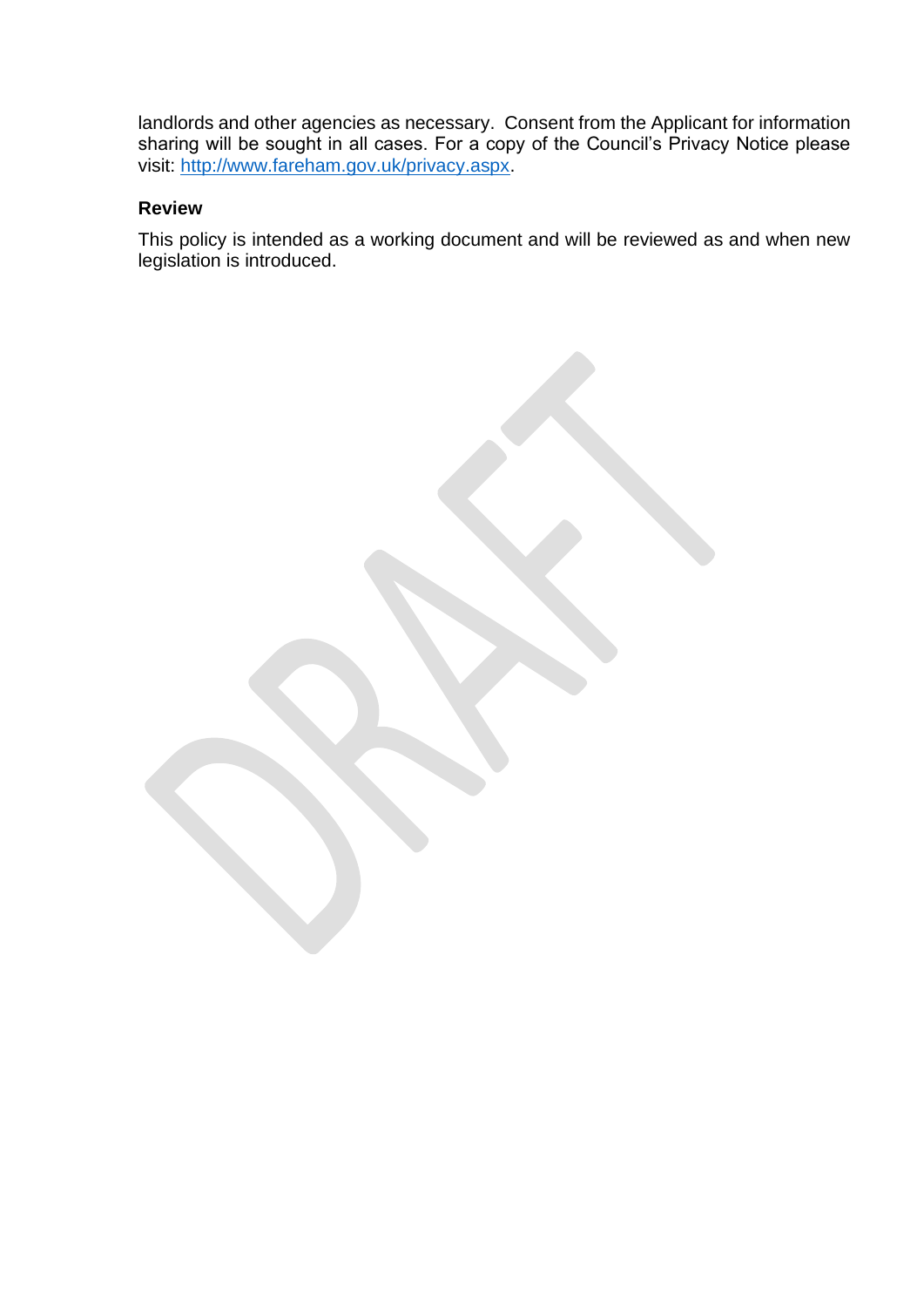landlords and other agencies as necessary. Consent from the Applicant for information sharing will be sought in all cases. For a copy of the Council's Privacy Notice please visit: [http://www.fareham.gov.uk/privacy.aspx](http://www.fareham.gov.uk/privacy.aspx).

**Review**

This policy is intended as a working document and will be reviewed as and when new legislation is introduced.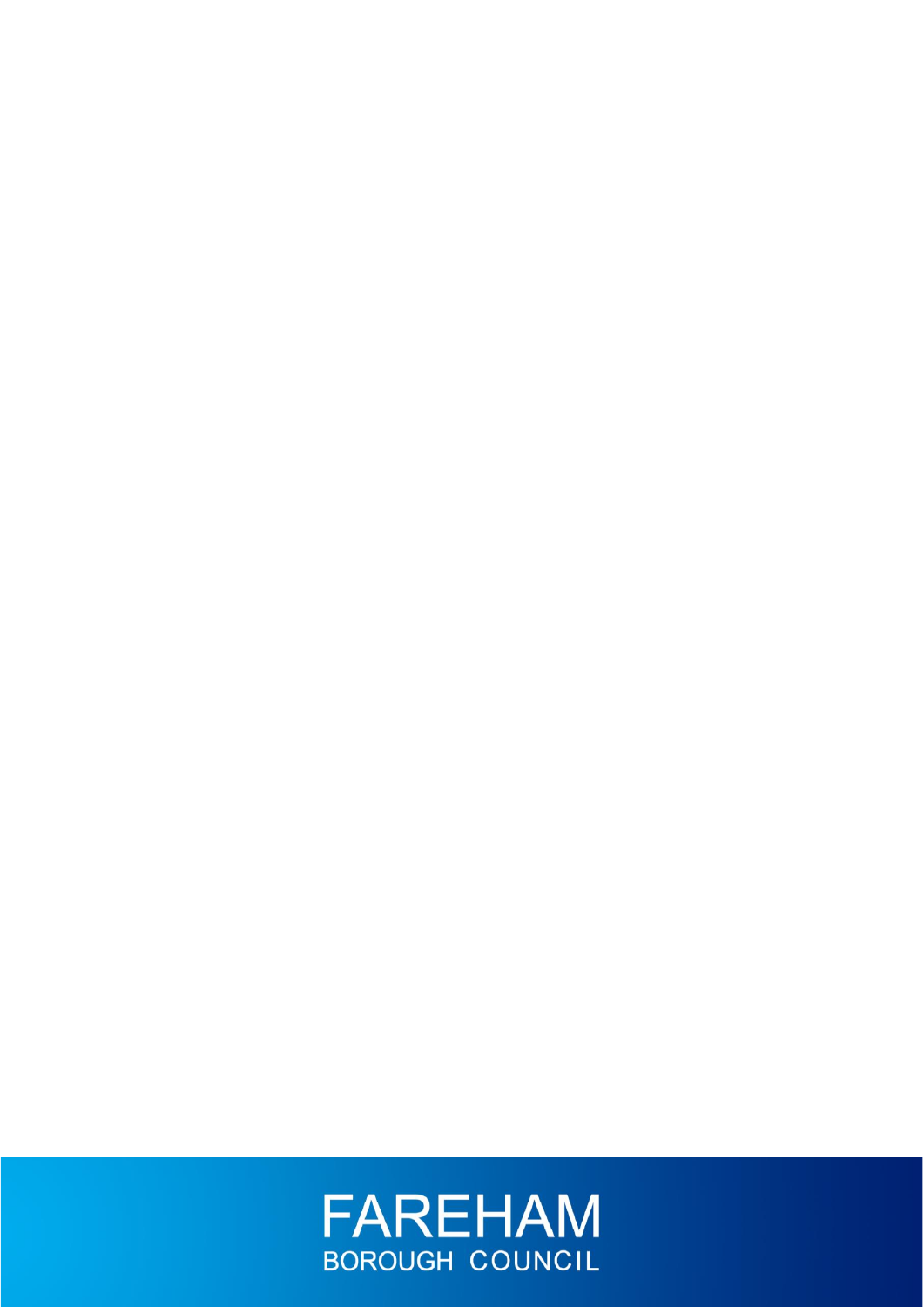FAREHAM
BOROUGH COUNCIL